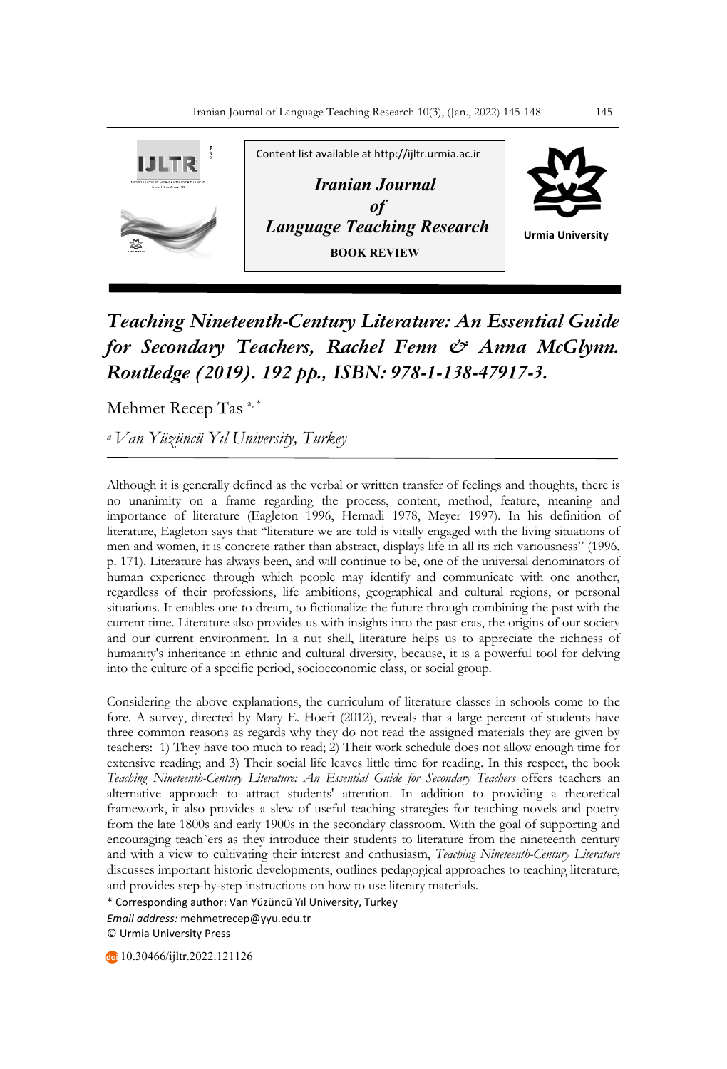Content list available at http://ijltr.urmia.ac.ir

*Iranian Journal of Language Teaching Research*

**BOOK REVIEW**

Urmia University

# *Teaching Nineteenth-Century Literature: An Essential Guide for Secondary Teachers, Rachel Fenn & Anna McGlynn. Routledge (2019). 192 pp., ISBN: 978-1-138-47917-3.*

Mehmet Recep Tas [a, *]

[a] *Van Yüzüncü Yıl University, Turkey*

Although it is generally defined as the verbal or written transfer of feelings and thoughts, there is no unanimity on a frame regarding the process, content, method, feature, meaning and importance of literature (Eagleton 1996, Hernadi 1978, Meyer 1997). In his definition of literature, Eagleton says that "literature we are told is vitally engaged with the living situations of men and women, it is concrete rather than abstract, displays life in all its rich variousness" (1996, p. 171). Literature has always been, and will continue to be, one of the universal denominators of human experience through which people may identify and communicate with one another, regardless of their professions, life ambitions, geographical and cultural regions, or personal situations. It enables one to dream, to fictionalize the future through combining the past with the current time. Literature also provides us with insights into the past eras, the origins of our society and our current environment. In a nut shell, literature helps us to appreciate the richness of humanity's inheritance in ethnic and cultural diversity, because, it is a powerful tool for delving into the culture of a specific period, socioeconomic class, or social group.

Considering the above explanations, the curriculum of literature classes in schools come to the fore. A survey, directed by Mary E. Hoeft (2012), reveals that a large percent of students have three common reasons as regards why they do not read the assigned materials they are given by teachers: 1) They have too much to read; 2) Their work schedule does not allow enough time for extensive reading; and 3) Their social life leaves little time for reading. In this respect, the book *Teaching Nineteenth-Century Literature: An Essential Guide for Secondary Teachers* offers teachers an alternative approach to attract students' attention. In addition to providing a theoretical framework, it also provides a slew of useful teaching strategies for teaching novels and poetry from the late 1800s and early 1900s in the secondary classroom. With the goal of supporting and encouraging teach`ers as they introduce their students to literature from the nineteenth century and with a view to cultivating their interest and enthusiasm, *Teaching Nineteenth-Century Literature* discusses important historic developments, outlines pedagogical approaches to teaching literature, and provides step-by-step instructions on how to use literary materials.

\* Corresponding author: Van Yüzüncü Yıl University, Turkey
*Email address:* mehmetrecep@yyu.edu.tr
© Urmia University Press

10.30466/ijltr.2022.121126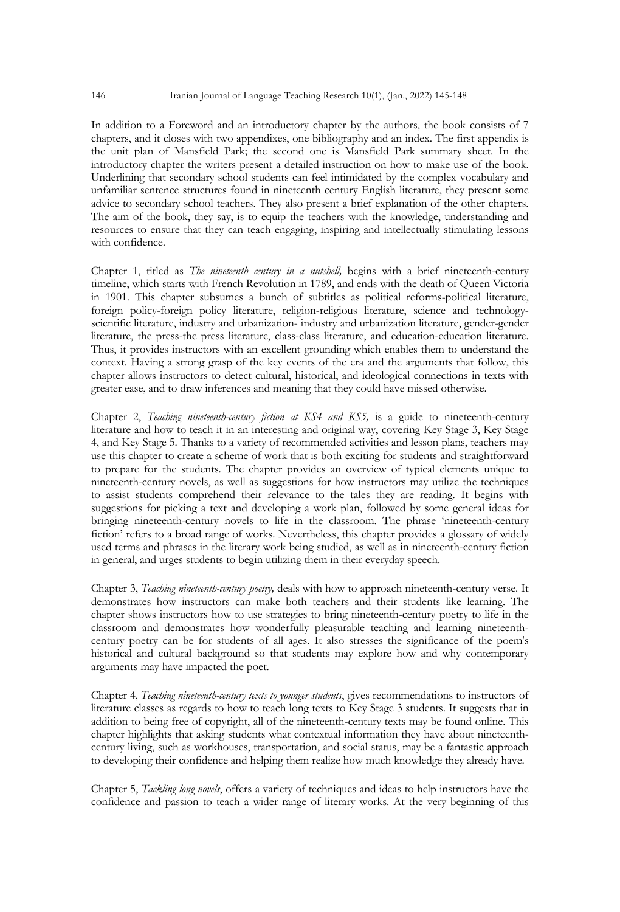In addition to a Foreword and an introductory chapter by the authors, the book consists of 7 chapters, and it closes with two appendixes, one bibliography and an index. The first appendix is the unit plan of Mansfield Park; the second one is Mansfield Park summary sheet. In the introductory chapter the writers present a detailed instruction on how to make use of the book. Underlining that secondary school students can feel intimidated by the complex vocabulary and unfamiliar sentence structures found in nineteenth century English literature, they present some advice to secondary school teachers. They also present a brief explanation of the other chapters. The aim of the book, they say, is to equip the teachers with the knowledge, understanding and resources to ensure that they can teach engaging, inspiring and intellectually stimulating lessons with confidence.

Chapter 1, titled as *The nineteenth century in a nutshell,* begins with a brief nineteenth-century timeline, which starts with French Revolution in 1789, and ends with the death of Queen Victoria in 1901. This chapter subsumes a bunch of subtitles as political reforms-political literature, foreign policy-foreign policy literature, religion-religious literature, science and technology-scientific literature, industry and urbanization- industry and urbanization literature, gender-gender literature, the press-the press literature, class-class literature, and education-education literature. Thus, it provides instructors with an excellent grounding which enables them to understand the context. Having a strong grasp of the key events of the era and the arguments that follow, this chapter allows instructors to detect cultural, historical, and ideological connections in texts with greater ease, and to draw inferences and meaning that they could have missed otherwise.

Chapter 2, *Teaching nineteenth-century fiction at KS4 and KS5,* is a guide to nineteenth-century literature and how to teach it in an interesting and original way, covering Key Stage 3, Key Stage 4, and Key Stage 5. Thanks to a variety of recommended activities and lesson plans, teachers may use this chapter to create a scheme of work that is both exciting for students and straightforward to prepare for the students. The chapter provides an overview of typical elements unique to nineteenth-century novels, as well as suggestions for how instructors may utilize the techniques to assist students comprehend their relevance to the tales they are reading. It begins with suggestions for picking a text and developing a work plan, followed by some general ideas for bringing nineteenth-century novels to life in the classroom. The phrase 'nineteenth-century fiction' refers to a broad range of works. Nevertheless, this chapter provides a glossary of widely used terms and phrases in the literary work being studied, as well as in nineteenth-century fiction in general, and urges students to begin utilizing them in their everyday speech.

Chapter 3, *Teaching nineteenth-century poetry,* deals with how to approach nineteenth-century verse. It demonstrates how instructors can make both teachers and their students like learning. The chapter shows instructors how to use strategies to bring nineteenth-century poetry to life in the classroom and demonstrates how wonderfully pleasurable teaching and learning nineteenth-century poetry can be for students of all ages. It also stresses the significance of the poem's historical and cultural background so that students may explore how and why contemporary arguments may have impacted the poet.

Chapter 4, *Teaching nineteenth-century texts to younger students*, gives recommendations to instructors of literature classes as regards to how to teach long texts to Key Stage 3 students. It suggests that in addition to being free of copyright, all of the nineteenth-century texts may be found online. This chapter highlights that asking students what contextual information they have about nineteenth-century living, such as workhouses, transportation, and social status, may be a fantastic approach to developing their confidence and helping them realize how much knowledge they already have.

Chapter 5, *Tackling long novels*, offers a variety of techniques and ideas to help instructors have the confidence and passion to teach a wider range of literary works. At the very beginning of this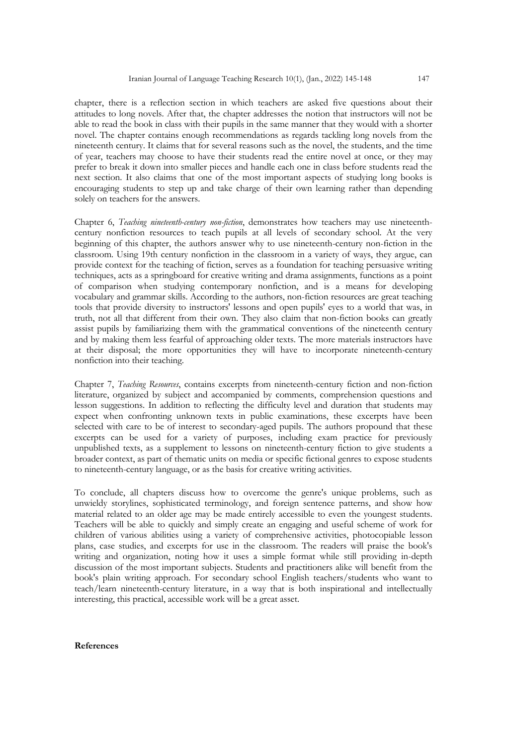chapter, there is a reflection section in which teachers are asked five questions about their attitudes to long novels. After that, the chapter addresses the notion that instructors will not be able to read the book in class with their pupils in the same manner that they would with a shorter novel. The chapter contains enough recommendations as regards tackling long novels from the nineteenth century. It claims that for several reasons such as the novel, the students, and the time of year, teachers may choose to have their students read the entire novel at once, or they may prefer to break it down into smaller pieces and handle each one in class before students read the next section. It also claims that one of the most important aspects of studying long books is encouraging students to step up and take charge of their own learning rather than depending solely on teachers for the answers.

Chapter 6, *Teaching nineteenth-century non-fiction*, demonstrates how teachers may use nineteenth-century nonfiction resources to teach pupils at all levels of secondary school. At the very beginning of this chapter, the authors answer why to use nineteenth-century non-fiction in the classroom. Using 19th century nonfiction in the classroom in a variety of ways, they argue, can provide context for the teaching of fiction, serves as a foundation for teaching persuasive writing techniques, acts as a springboard for creative writing and drama assignments, functions as a point of comparison when studying contemporary nonfiction, and is a means for developing vocabulary and grammar skills. According to the authors, non-fiction resources are great teaching tools that provide diversity to instructors' lessons and open pupils' eyes to a world that was, in truth, not all that different from their own. They also claim that non-fiction books can greatly assist pupils by familiarizing them with the grammatical conventions of the nineteenth century and by making them less fearful of approaching older texts. The more materials instructors have at their disposal; the more opportunities they will have to incorporate nineteenth-century nonfiction into their teaching.

Chapter 7, *Teaching Resources*, contains excerpts from nineteenth-century fiction and non-fiction literature, organized by subject and accompanied by comments, comprehension questions and lesson suggestions. In addition to reflecting the difficulty level and duration that students may expect when confronting unknown texts in public examinations, these excerpts have been selected with care to be of interest to secondary-aged pupils. The authors propound that these excerpts can be used for a variety of purposes, including exam practice for previously unpublished texts, as a supplement to lessons on nineteenth-century fiction to give students a broader context, as part of thematic units on media or specific fictional genres to expose students to nineteenth-century language, or as the basis for creative writing activities.

To conclude, all chapters discuss how to overcome the genre's unique problems, such as unwieldy storylines, sophisticated terminology, and foreign sentence patterns, and show how material related to an older age may be made entirely accessible to even the youngest students. Teachers will be able to quickly and simply create an engaging and useful scheme of work for children of various abilities using a variety of comprehensive activities, photocopiable lesson plans, case studies, and excerpts for use in the classroom. The readers will praise the book's writing and organization, noting how it uses a simple format while still providing in-depth discussion of the most important subjects. Students and practitioners alike will benefit from the book's plain writing approach. For secondary school English teachers/students who want to teach/learn nineteenth-century literature, in a way that is both inspirational and intellectually interesting, this practical, accessible work will be a great asset.

**References**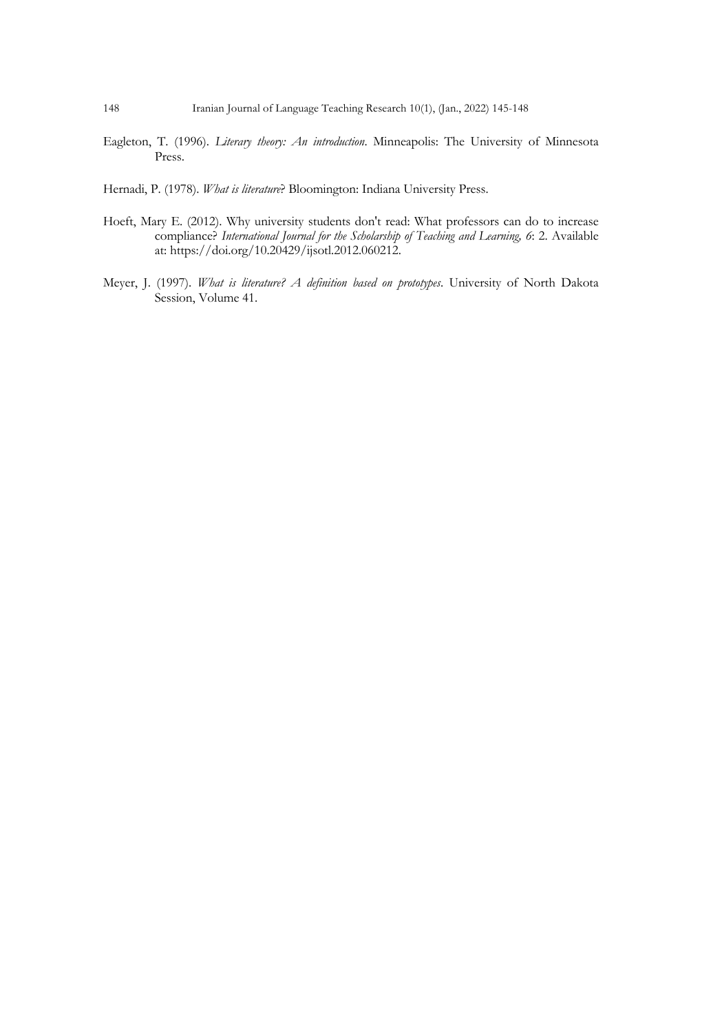Eagleton, T. (1996). *Literary theory: An introduction*. Minneapolis: The University of Minnesota Press.

Hernadi, P. (1978). *What is literature*? Bloomington: Indiana University Press.

Hoeft, Mary E. (2012). Why university students don't read: What professors can do to increase compliance? *International Journal for the Scholarship of Teaching and Learning, 6*: 2. Available at: https://doi.org/10.20429/ijsotl.2012.060212.

Meyer, J. (1997). *What is literature? A definition based on prototypes*. University of North Dakota Session, Volume 41.